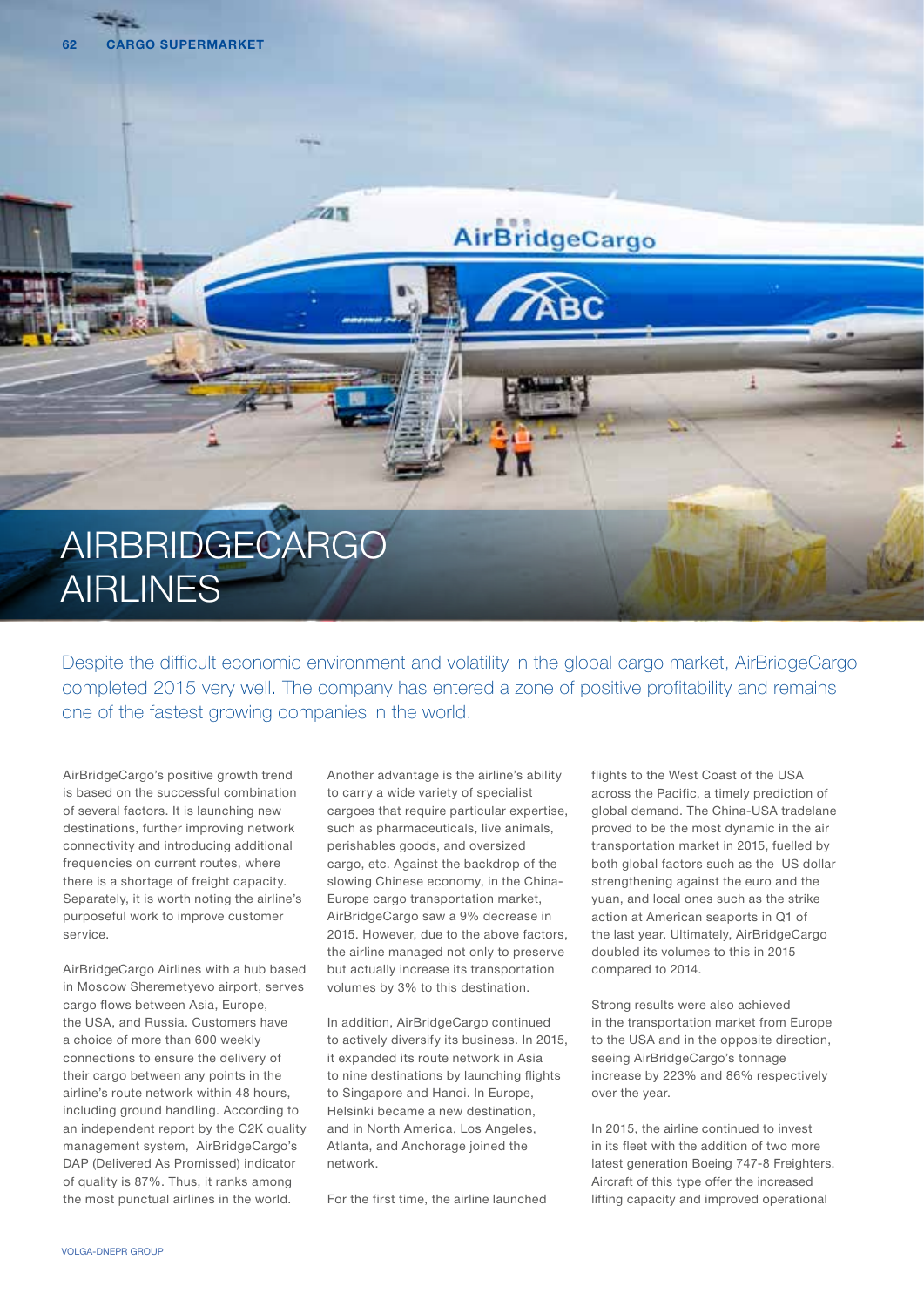# AIRBRIDGECARGO AIRLINES

Despite the difficult economic environment and volatility in the global cargo market, AirBridgeCargo completed 2015 very well. The company has entered a zone of positive profitability and remains one of the fastest growing companies in the world.

AirBridgeCargo's positive growth trend is based on the successful combination of several factors. It is launching new destinations, further improving network connectivity and introducing additional frequencies on current routes, where there is a shortage of freight capacity. Separately, it is worth noting the airline's purposeful work to improve customer service.

AirBridgeCargo Airlines with a hub based in Moscow Sheremetyevo airport, serves cargo flows between Asia, Europe, the USA, and Russia. Customers have a choice of more than 600 weekly connections to ensure the delivery of their cargo between any points in the airline's route network within 48 hours, including ground handling. According to an independent report by the C2K quality management system, AirBridgeCargo's DAP (Delivered As Promissed) indicator of quality is 87%. Thus, it ranks among the most punctual airlines in the world.

Another advantage is the airline's ability to carry a wide variety of specialist cargoes that require particular expertise, such as pharmaceuticals, live animals, perishables goods, and oversized cargo, etc. Against the backdrop of the slowing Chinese economy, in the China-Europe cargo transportation market, AirBridgeCargo saw a 9% decrease in 2015. However, due to the above factors, the airline managed not only to preserve but actually increase its transportation volumes by 3% to this destination.

In addition, AirBridgeCargo continued to actively diversify its business. In 2015, it expanded its route network in Asia to nine destinations by launching flights to Singapore and Hanoi. In Europe, Helsinki became a new destination, and in North America, Los Angeles, Atlanta, and Anchorage joined the network.

For the first time, the airline launched flights to the West Coast of the USA across the Pacific, a timely prediction of global demand. The China-USA tradelane proved to be the most dynamic in the air transportation market in 2015, fuelled by both global factors such as the US dollar strengthening against the euro and the yuan, and local ones such as the strike action at American seaports in Q1 of the last year. Ultimately, AirBridgeCargo doubled its volumes to this in 2015 compared to 2014.

Strong results were also achieved in the transportation market from Europe to the USA and in the opposite direction, seeing AirBridgeCargo's tonnage increase by 223% and 86% respectively over the year.

In 2015, the airline continued to invest in its fleet with the addition of two more latest generation Boeing 747-8 Freighters. Aircraft of this type offer the increased lifting capacity and improved operational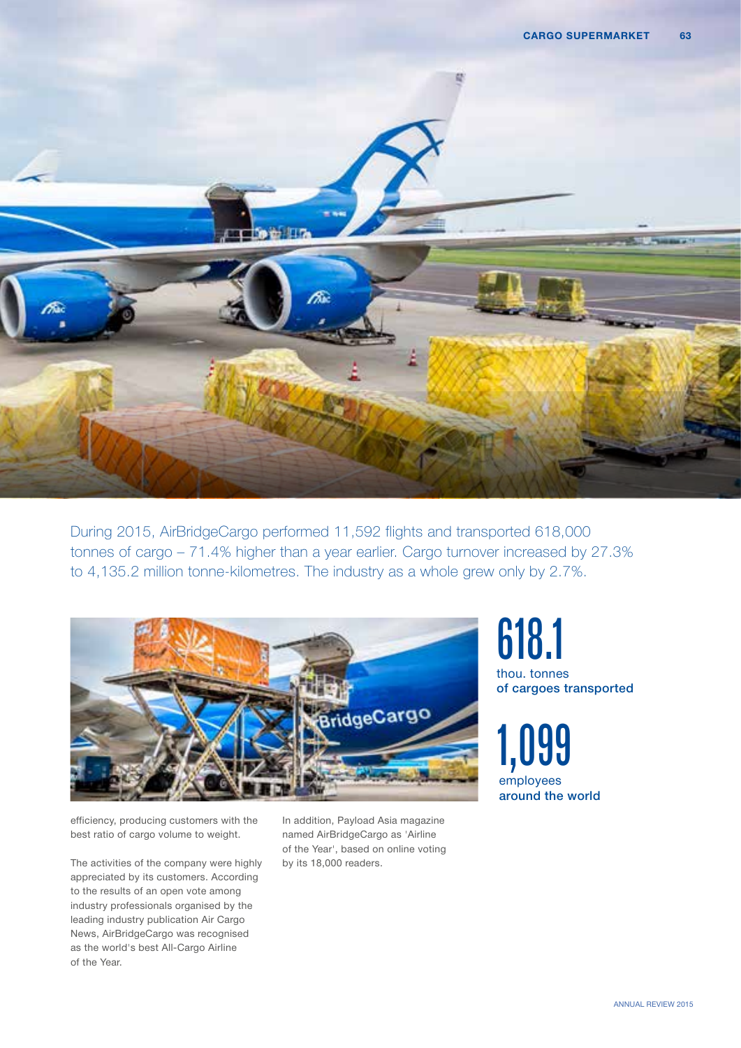During 2015, AirBridgeCargo performed 11,592 flights and transported 618,000 tonnes of cargo – 71.4% higher than a year earlier. Cargo turnover increased by 27.3% to 4,135.2 million tonne-kilometres. The industry as a whole grew only by 2.7%.

**618.1**
thou. tonnes
**of cargoes transported**

**1,099**
employees
**around the world**

efficiency, producing customers with the best ratio of cargo volume to weight.

The activities of the company were highly appreciated by its customers. According to the results of an open vote among industry professionals organised by the leading industry publication Air Cargo News, AirBridgeCargo was recognised as the world's best All-Cargo Airline of the Year.

In addition, Payload Asia magazine named AirBridgeCargo as 'Airline of the Year', based on online voting by its 18,000 readers.